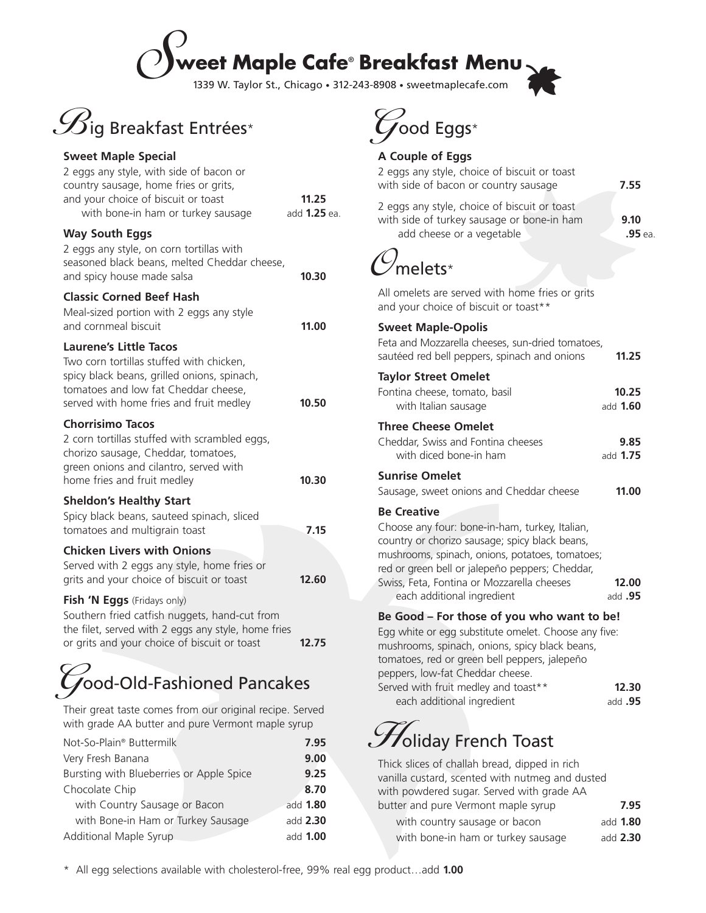# Sweet Maple Cafe® Breakfast Menu

1339 W. Taylor St., Chicago • 312-243-8908 • sweetmaplecafe.com

## Big Breakfast Entrées*

**Sweet Maple Special**
2 eggs any style, with side of bacon or country sausage, home fries or grits, and your choice of biscuit or toast **11.25**
with bone-in ham or turkey sausage add **1.25** ea.

**Way South Eggs**
2 eggs any style, on corn tortillas with seasoned black beans, melted Cheddar cheese, and spicy house made salsa **10.30**

**Classic Corned Beef Hash**
Meal-sized portion with 2 eggs any style and cornmeal biscuit **11.00**

**Laurene's Little Tacos**
Two corn tortillas stuffed with chicken, spicy black beans, grilled onions, spinach, tomatoes and low fat Cheddar cheese, served with home fries and fruit medley **10.50**

**Chorrisimo Tacos**
2 corn tortillas stuffed with scrambled eggs, chorizo sausage, Cheddar, tomatoes, green onions and cilantro, served with home fries and fruit medley **10.30**

**Sheldon's Healthy Start**
Spicy black beans, sauteed spinach, sliced tomatoes and multigrain toast **7.15**

**Chicken Livers with Onions**
Served with 2 eggs any style, home fries or grits and your choice of biscuit or toast **12.60**

**Fish 'N Eggs** (Fridays only)
Southern fried catfish nuggets, hand-cut from the filet, served with 2 eggs any style, home fries or grits and your choice of biscuit or toast **12.75**

## Good-Old-Fashioned Pancakes

Their great taste comes from our original recipe. Served with grade AA butter and pure Vermont maple syrup

| Item | Price |
|---|---|
| Not-So-Plain® Buttermilk | **7.95** |
| Very Fresh Banana | **9.00** |
| Bursting with Blueberries or Apple Spice | **9.25** |
| Chocolate Chip | **8.70** |
| with Country Sausage or Bacon | add **1.80** |
| with Bone-in Ham or Turkey Sausage | add **2.30** |
| Additional Maple Syrup | add **1.00** |

## Good Eggs*

**A Couple of Eggs**
2 eggs any style, choice of biscuit or toast with side of bacon or country sausage **7.55**

2 eggs any style, choice of biscuit or toast with side of turkey sausage or bone-in ham **9.10**
add cheese or a vegetable **.95** ea.

## Omelets*

All omelets are served with home fries or grits and your choice of biscuit or toast**

**Sweet Maple-Opolis**
Feta and Mozzarella cheeses, sun-dried tomatoes, sautéed red bell peppers, spinach and onions **11.25**

**Taylor Street Omelet**
Fontina cheese, tomato, basil **10.25**
with Italian sausage add **1.60**

**Three Cheese Omelet**
Cheddar, Swiss and Fontina cheeses **9.85**
with diced bone-in ham add **1.75**

**Sunrise Omelet**
Sausage, sweet onions and Cheddar cheese **11.00**

**Be Creative**
Choose any four: bone-in-ham, turkey, Italian, country or chorizo sausage; spicy black beans, mushrooms, spinach, onions, potatoes, tomatoes; red or green bell or jalepeño peppers; Cheddar, Swiss, Feta, Fontina or Mozzarella cheeses **12.00**
each additional ingredient add **.95**

**Be Good – For those of you who want to be!**
Egg white or egg substitute omelet. Choose any five: mushrooms, spinach, onions, spicy black beans, tomatoes, red or green bell peppers, jalepeño peppers, low-fat Cheddar cheese.
Served with fruit medley and toast** **12.30**
each additional ingredient add **.95**

## Holiday French Toast

Thick slices of challah bread, dipped in rich vanilla custard, scented with nutmeg and dusted with powdered sugar. Served with grade AA butter and pure Vermont maple syrup **7.95**
with country sausage or bacon add **1.80**
with bone-in ham or turkey sausage add **2.30**

\* All egg selections available with cholesterol-free, 99% real egg product…add **1.00**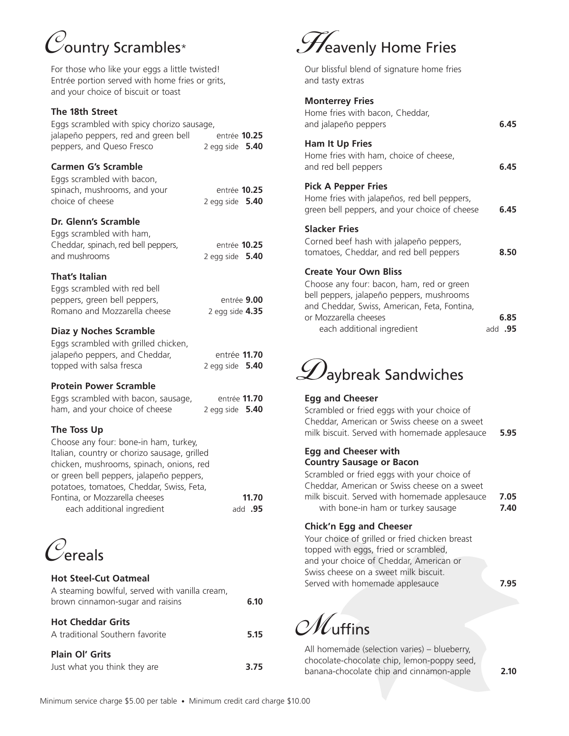## Country Scrambles*

For those who like your eggs a little twisted!
Entrée portion served with home fries or grits, and your choice of biscuit or toast

**The 18th Street**
Eggs scrambled with spicy chorizo sausage, jalapeño peppers, red and green bell peppers, and Queso Fresco — entrée **10.25** / 2 egg side **5.40**

**Carmen G's Scramble**
Eggs scrambled with bacon, spinach, mushrooms, and your choice of cheese — entrée **10.25** / 2 egg side **5.40**

**Dr. Glenn's Scramble**
Eggs scrambled with ham, Cheddar, spinach, red bell peppers, and mushrooms — entrée **10.25** / 2 egg side **5.40**

**That's Italian**
Eggs scrambled with red bell peppers, green bell peppers, Romano and Mozzarella cheese — entrée **9.00** / 2 egg side **4.35**

**Diaz y Noches Scramble**
Eggs scrambled with grilled chicken, jalapeño peppers, and Cheddar, topped with salsa fresca — entrée **11.70** / 2 egg side **5.40**

**Protein Power Scramble**
Eggs scrambled with bacon, sausage, ham, and your choice of cheese — entrée **11.70** / 2 egg side **5.40**

**The Toss Up**
Choose any four: bone-in ham, turkey, Italian, country or chorizo sausage, grilled chicken, mushrooms, spinach, onions, red or green bell peppers, jalapeño peppers, potatoes, tomatoes, Cheddar, Swiss, Feta, Fontina, or Mozzarella cheeses — **11.70**
each additional ingredient — add **.95**

## Cereals

**Hot Steel-Cut Oatmeal**
A steaming bowlful, served with vanilla cream, brown cinnamon-sugar and raisins — **6.10**

**Hot Cheddar Grits**
A traditional Southern favorite — **5.15**

**Plain Ol' Grits**
Just what you think they are — **3.75**

## Heavenly Home Fries

Our blissful blend of signature home fries and tasty extras

**Monterrey Fries**
Home fries with bacon, Cheddar, and jalapeño peppers — **6.45**

**Ham It Up Fries**
Home fries with ham, choice of cheese, and red bell peppers — **6.45**

**Pick A Pepper Fries**
Home fries with jalapeños, red bell peppers, green bell peppers, and your choice of cheese — **6.45**

**Slacker Fries**
Corned beef hash with jalapeño peppers, tomatoes, Cheddar, and red bell peppers — **8.50**

**Create Your Own Bliss**
Choose any four: bacon, ham, red or green bell peppers, jalapeño peppers, mushrooms and Cheddar, Swiss, American, Feta, Fontina, or Mozzarella cheeses — **6.85**
each additional ingredient — add **.95**

## Daybreak Sandwiches

**Egg and Cheeser**
Scrambled or fried eggs with your choice of Cheddar, American or Swiss cheese on a sweet milk biscuit. Served with homemade applesauce — **5.95**

**Egg and Cheeser with Country Sausage or Bacon**
Scrambled or fried eggs with your choice of Cheddar, American or Swiss cheese on a sweet milk biscuit. Served with homemade applesauce — **7.05**
with bone-in ham or turkey sausage — **7.40**

**Chick'n Egg and Cheeser**
Your choice of grilled or fried chicken breast topped with eggs, fried or scrambled, and your choice of Cheddar, American or Swiss cheese on a sweet milk biscuit. Served with homemade applesauce — **7.95**

## Muffins

All homemade (selection varies) – blueberry, chocolate-chocolate chip, lemon-poppy seed, banana-chocolate chip and cinnamon-apple — **2.10**

Minimum service charge $5.00 per table • Minimum credit card charge $10.00